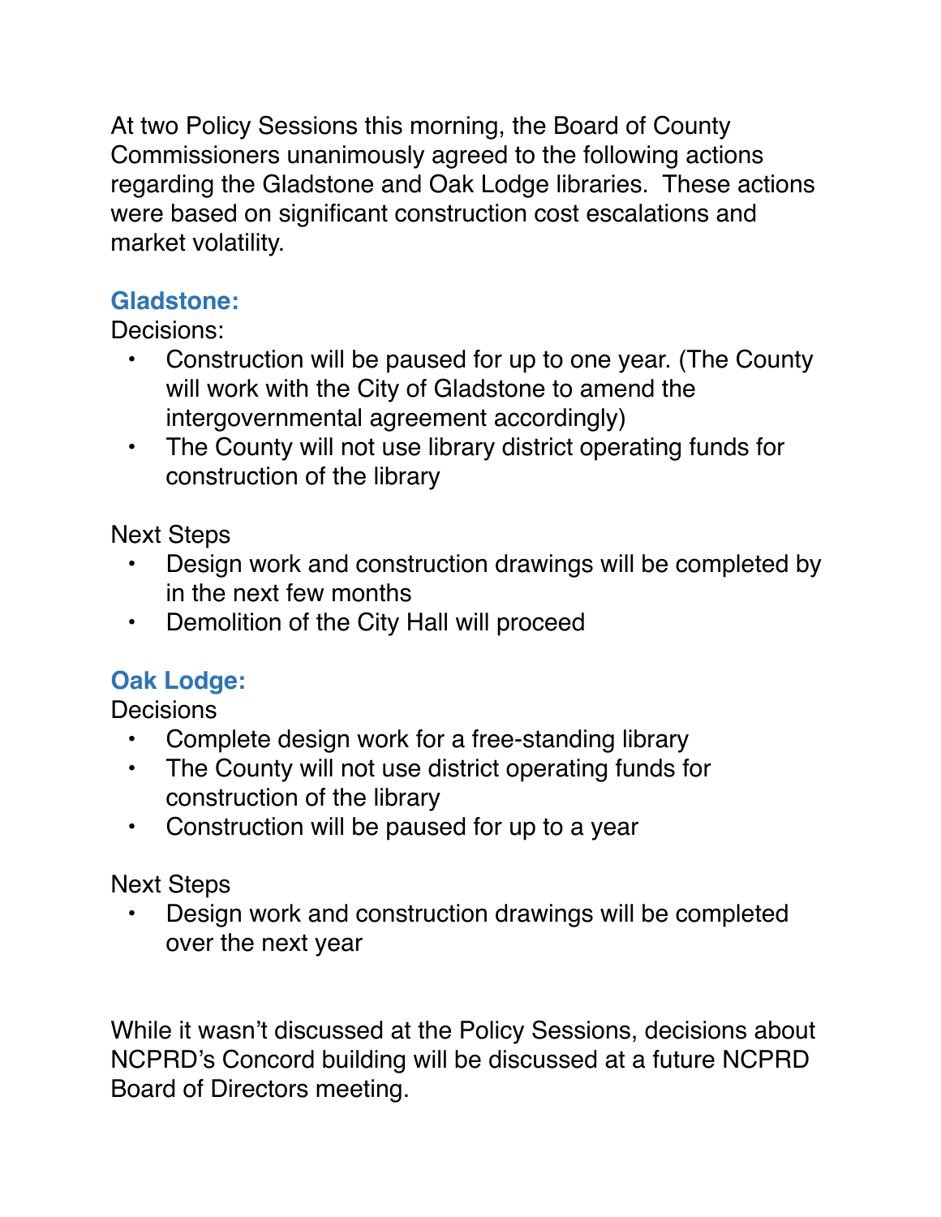At two Policy Sessions this morning, the Board of County Commissioners unanimously agreed to the following actions regarding the Gladstone and Oak Lodge libraries.  These actions were based on significant construction cost escalations and market volatility.

## Gladstone:

Decisions:

- Construction will be paused for up to one year. (The County will work with the City of Gladstone to amend the intergovernmental agreement accordingly)
- The County will not use library district operating funds for construction of the library

Next Steps

- Design work and construction drawings will be completed by in the next few months
- Demolition of the City Hall will proceed

## Oak Lodge:

Decisions

- Complete design work for a free-standing library
- The County will not use district operating funds for construction of the library
- Construction will be paused for up to a year

Next Steps

- Design work and construction drawings will be completed over the next year

While it wasn't discussed at the Policy Sessions, decisions about NCPRD's Concord building will be discussed at a future NCPRD Board of Directors meeting.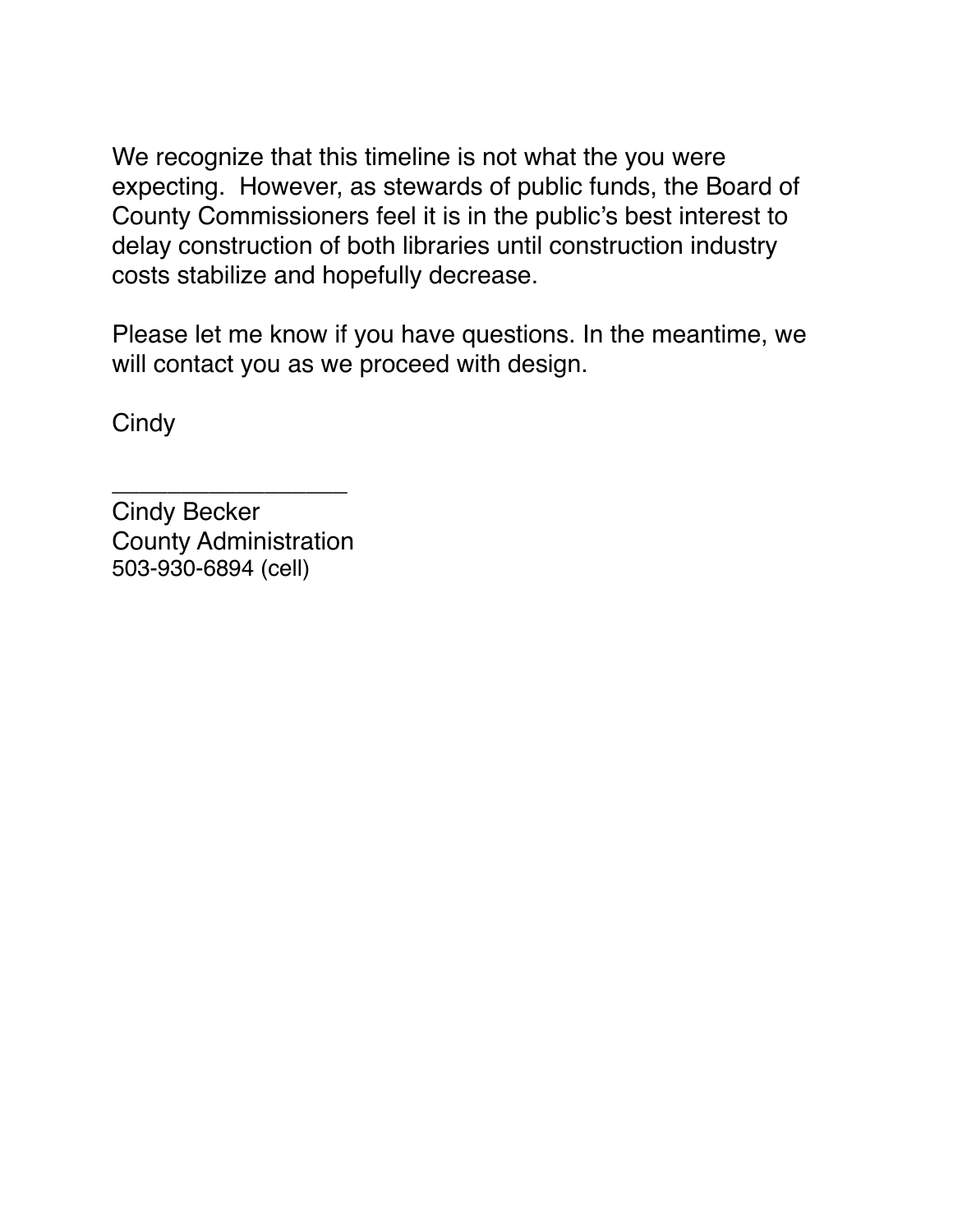We recognize that this timeline is not what the you were expecting.  However, as stewards of public funds, the Board of County Commissioners feel it is in the public's best interest to delay construction of both libraries until construction industry costs stabilize and hopefully decrease.

Please let me know if you have questions. In the meantime, we will contact you as we proceed with design.

Cindy

_________________
Cindy Becker
County Administration
503-930-6894 (cell)